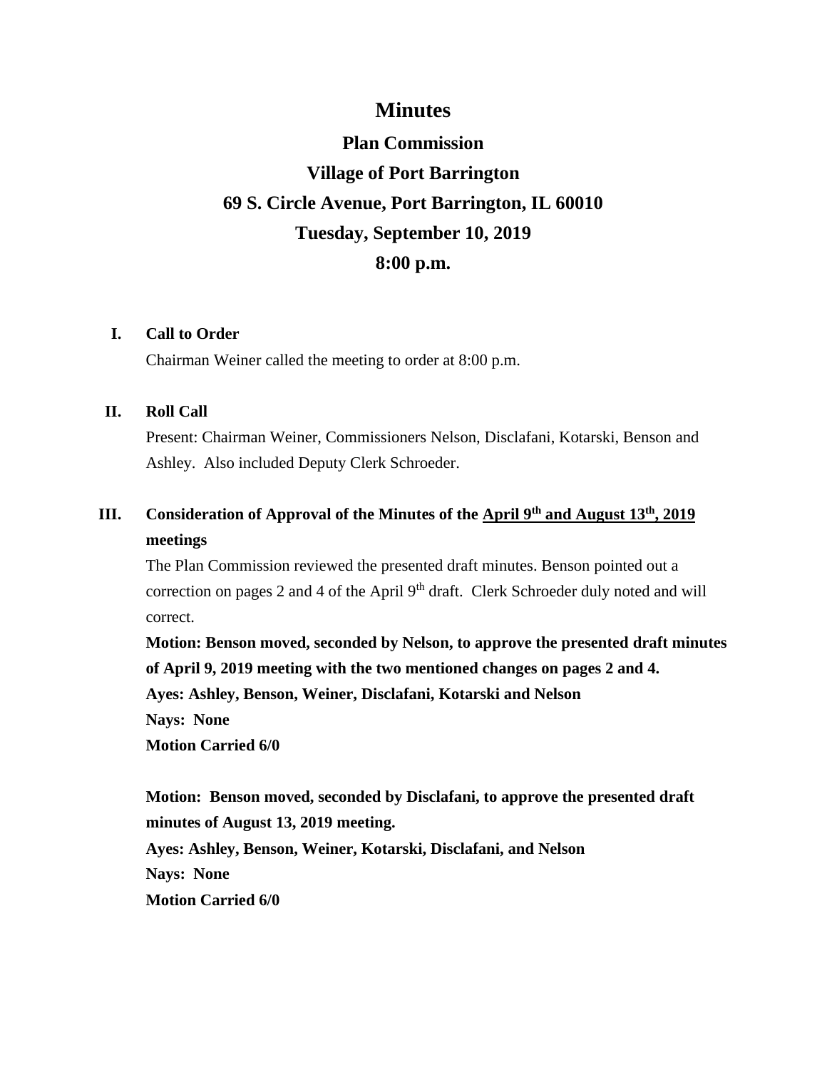# Minutes

## Plan Commission

## Village of Port Barrington

## 69 S. Circle Avenue, Port Barrington, IL 60010

## Tuesday, September 10, 2019

## 8:00 p.m.

**I. Call to Order**

Chairman Weiner called the meeting to order at 8:00 p.m.

**II. Roll Call**

Present: Chairman Weiner, Commissioners Nelson, Disclafani, Kotarski, Benson and Ashley. Also included Deputy Clerk Schroeder.

**III. Consideration of Approval of the Minutes of the <u>April 9th and August 13th, 2019</u> meetings**

The Plan Commission reviewed the presented draft minutes. Benson pointed out a correction on pages 2 and 4 of the April 9th draft. Clerk Schroeder duly noted and will correct.

**Motion: Benson moved, seconded by Nelson, to approve the presented draft minutes of April 9, 2019 meeting with the two mentioned changes on pages 2 and 4.**
**Ayes: Ashley, Benson, Weiner, Disclafani, Kotarski and Nelson**
**Nays: None**
**Motion Carried 6/0**

**Motion: Benson moved, seconded by Disclafani, to approve the presented draft minutes of August 13, 2019 meeting.**
**Ayes: Ashley, Benson, Weiner, Kotarski, Disclafani, and Nelson**
**Nays: None**
**Motion Carried 6/0**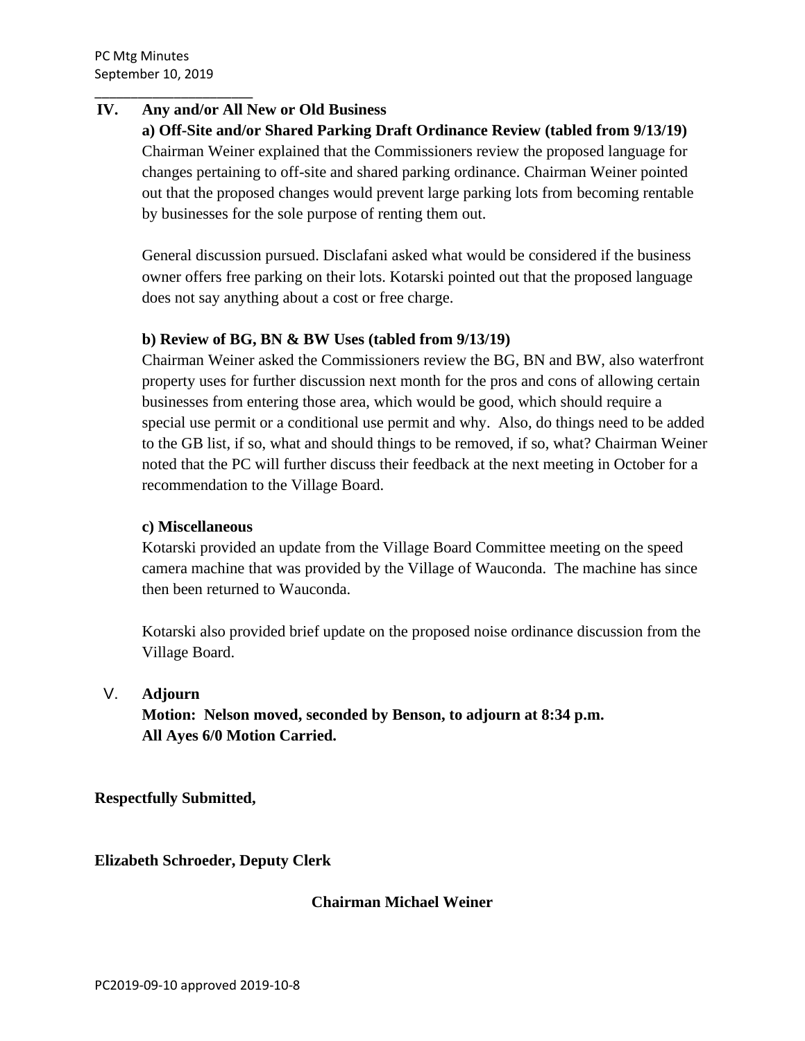## IV. Any and/or All New or Old Business

**a) Off-Site and/or Shared Parking Draft Ordinance Review (tabled from 9/13/19)**

Chairman Weiner explained that the Commissioners review the proposed language for changes pertaining to off-site and shared parking ordinance. Chairman Weiner pointed out that the proposed changes would prevent large parking lots from becoming rentable by businesses for the sole purpose of renting them out.

General discussion pursued. Disclafani asked what would be considered if the business owner offers free parking on their lots. Kotarski pointed out that the proposed language does not say anything about a cost or free charge.

**b) Review of BG, BN & BW Uses (tabled from 9/13/19)**

Chairman Weiner asked the Commissioners review the BG, BN and BW, also waterfront property uses for further discussion next month for the pros and cons of allowing certain businesses from entering those area, which would be good, which should require a special use permit or a conditional use permit and why. Also, do things need to be added to the GB list, if so, what and should things to be removed, if so, what? Chairman Weiner noted that the PC will further discuss their feedback at the next meeting in October for a recommendation to the Village Board.

**c) Miscellaneous**

Kotarski provided an update from the Village Board Committee meeting on the speed camera machine that was provided by the Village of Wauconda. The machine has since then been returned to Wauconda.

Kotarski also provided brief update on the proposed noise ordinance discussion from the Village Board.

## V. Adjourn

**Motion: Nelson moved, seconded by Benson, to adjourn at 8:34 p.m.**
**All Ayes 6/0 Motion Carried.**

**Respectfully Submitted,**

**Elizabeth Schroeder, Deputy Clerk**

**Chairman Michael Weiner**

PC2019-09-10 approved 2019-10-8